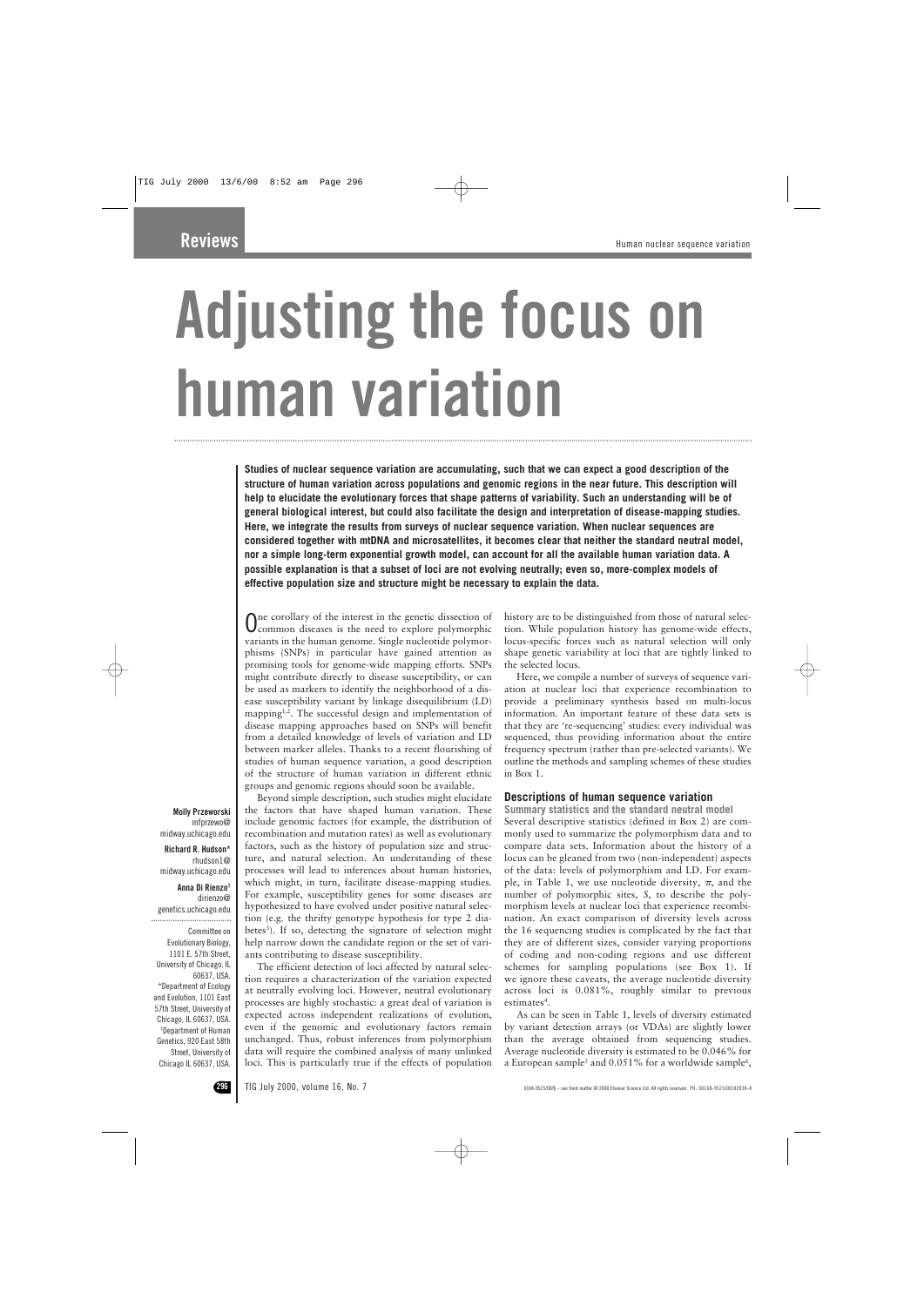# Adjusting the focus on human variation

**Studies of nuclear sequence variation are accumulating, such that we can expect a good description of the structure of human variation across populations and genomic regions in the near future. This description will help to elucidate the evolutionary forces that shape patterns of variability. Such an understanding will be of general biological interest, but could also facilitate the design and interpretation of disease-mapping studies. Here, we integrate the results from surveys of nuclear sequence variation. When nuclear sequences are considered together with mtDNA and microsatellites, it becomes clear that neither the standard neutral model, nor a simple long-term exponential growth model, can account for all the available human variation data. A possible explanation is that a subset of loci are not evolving neutrally; even so, more-complex models of effective population size and structure might be necessary to explain the data.**

**Molly Przeworski**
mfprzewo@midway.uchicago.edu

**Richard R. Hudson***
rhudson1@midway.uchicago.edu

**Anna Di Rienzo**‡
dirienzo@genetics.uchicago.edu

Committee on Evolutionary Biology, 1101 E. 57th Street, University of Chicago, IL 60637, USA.
*Department of Ecology and Evolution, 1101 East 57th Street, University of Chicago, IL 60637, USA.
‡Department of Human Genetics, 920 East 58th Street, University of Chicago IL 60637, USA.

One corollary of the interest in the genetic dissection of common diseases is the need to explore polymorphic variants in the human genome. Single nucleotide polymorphisms (SNPs) in particular have gained attention as promising tools for genome-wide mapping efforts. SNPs might contribute directly to disease susceptibility, or can be used as markers to identify the neighborhood of a disease susceptibility variant by linkage disequilibrium (LD) mapping[1,2]. The successful design and implementation of disease mapping approaches based on SNPs will benefit from a detailed knowledge of levels of variation and LD between marker alleles. Thanks to a recent flourishing of studies of human sequence variation, a good description of the structure of human variation in different ethnic groups and genomic regions should soon be available.

Beyond simple description, such studies might elucidate the factors that have shaped human variation. These include genomic factors (for example, the distribution of recombination and mutation rates) as well as evolutionary factors, such as the history of population size and structure, and natural selection. An understanding of these processes will lead to inferences about human histories, which might, in turn, facilitate disease-mapping studies. For example, susceptibility genes for some diseases are hypothesized to have evolved under positive natural selection (e.g. the thrifty genotype hypothesis for type 2 diabetes[3]). If so, detecting the signature of selection might help narrow down the candidate region or the set of variants contributing to disease susceptibility.

The efficient detection of loci affected by natural selection requires a characterization of the variation expected at neutrally evolving loci. However, neutral evolutionary processes are highly stochastic: a great deal of variation is expected across independent realizations of evolution, even if the genomic and evolutionary factors remain unchanged. Thus, robust inferences from polymorphism data will require the combined analysis of many unlinked loci. This is particularly true if the effects of population history are to be distinguished from those of natural selection. While population history has genome-wide effects, locus-specific forces such as natural selection will only shape genetic variability at loci that are tightly linked to the selected locus.

Here, we compile a number of surveys of sequence variation at nuclear loci that experience recombination to provide a preliminary synthesis based on multi-locus information. An important feature of these data sets is that they are 're-sequencing' studies: every individual was sequenced, thus providing information about the entire frequency spectrum (rather than pre-selected variants). We outline the methods and sampling schemes of these studies in Box 1.

## Descriptions of human sequence variation

### Summary statistics and the standard neutral model

Several descriptive statistics (defined in Box 2) are commonly used to summarize the polymorphism data and to compare data sets. Information about the history of a locus can be gleaned from two (non-independent) aspects of the data: levels of polymorphism and LD. For example, in Table 1, we use nucleotide diversity, $\pi$, and the number of polymorphic sites, $S$, to describe the polymorphism levels at nuclear loci that experience recombination. An exact comparison of diversity levels across the 16 sequencing studies is complicated by the fact that they are of different sizes, consider varying proportions of coding and non-coding regions and use different schemes for sampling populations (see Box 1). If we ignore these caveats, the average nucleotide diversity across loci is 0.081%, roughly similar to previous estimates[4].

As can be seen in Table 1, levels of diversity estimated by variant detection arrays (or VDAs) are slightly lower than the average obtained from sequencing studies. Average nucleotide diversity is estimated to be 0.046% for a European sample[5] and 0.051% for a worldwide sample[6],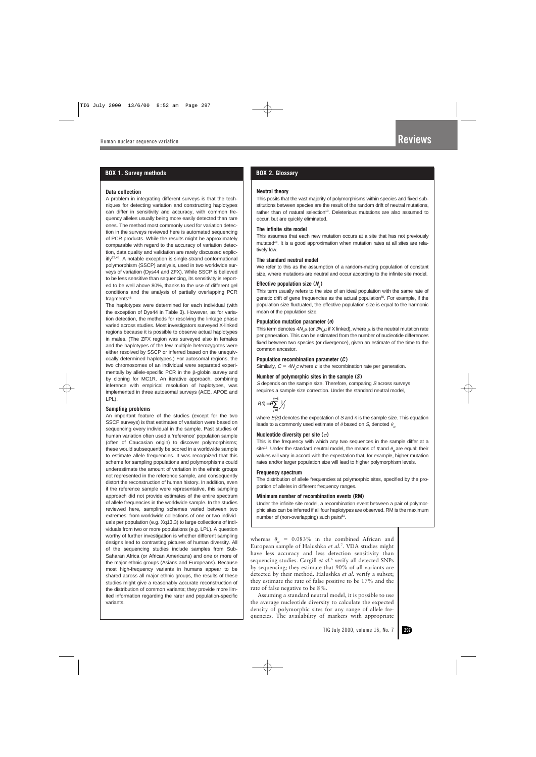## BOX 1. Survey methods

### Data collection

A problem in integrating different surveys is that the techniques for detecting variation and constructing haplotypes can differ in sensitivity and accuracy, with common frequency alleles usually being more easily detected than rare ones. The method most commonly used for variation detection in the surveys reviewed here is automated sequencing of PCR products. While the results might be approximately comparable with regard to the accuracy of variation detection, data quality and validation are rarely discussed explicitly[23,48]. A notable exception is single-strand conformational polymorphism (SSCP) analysis, used in two worldwide surveys of variation (Dys44 and ZFX). While SSCP is believed to be less sensitive than sequencing, its sensitivity is reported to be well above 80%, thanks to the use of different gel conditions and the analysis of partially overlapping PCR fragments[48].

The haplotypes were determined for each individual (with the exception of Dys44 in Table 3). However, as for variation detection, the methods for resolving the linkage phase varied across studies. Most investigators surveyed X-linked regions because it is possible to observe actual haplotypes in males. (The ZFX region was surveyed also in females and the haplotypes of the few multiple heterozygotes were either resolved by SSCP or inferred based on the unequivocally determined haplotypes.) For autosomal regions, the two chromosomes of an individual were separated experimentally by allele-specific PCR in the β-globin survey and by cloning for MC1R. An iterative approach, combining inference with empirical resolution of haplotypes, was implemented in three autosomal surveys (ACE, APOE and LPL).

### Sampling problems

An important feature of the studies (except for the two SSCP surveys) is that estimates of variation were based on sequencing every individual in the sample. Past studies of human variation often used a 'reference' population sample (often of Caucasian origin) to discover polymorphisms; these would subsequently be scored in a worldwide sample to estimate allele frequencies. It was recognized that this scheme for sampling populations and polymorphisms could underestimate the amount of variation in the ethnic groups not represented in the reference sample, and consequently distort the reconstruction of human history. In addition, even if the reference sample were representative, this sampling approach did not provide estimates of the entire spectrum of allele frequencies in the worldwide sample. In the studies reviewed here, sampling schemes varied between two extremes: from worldwide collections of one or two individuals per population (e.g. Xq13.3) to large collections of individuals from two or more populations (e.g. LPL). A question worthy of further investigation is whether different sampling designs lead to contrasting pictures of human diversity. All of the sequencing studies include samples from Sub-Saharan Africa (or African Americans) and one or more of the major ethnic groups (Asians and Europeans). Because most high-frequency variants in humans appear to be shared across all major ethnic groups, the results of these studies might give a reasonably accurate reconstruction of the distribution of common variants; they provide more limited information regarding the rarer and population-specific variants.

## BOX 2. Glossary

### Neutral theory

This posits that the vast majority of polymorphisms within species and fixed substitutions between species are the result of the random drift of neutral mutations, rather than of natural selection[10]. Deleterious mutations are also assumed to occur, but are quickly eliminated.

### The infinite site model

This assumes that each new mutation occurs at a site that has not previously mutated[49]. It is a good approximation when mutation rates at all sites are relatively low.

### The standard neutral model

We refer to this as the assumption of a random-mating population of constant size, where mutations are neutral and occur according to the infinite site model.

### Effective population size ($N_e$)

This term usually refers to the size of an ideal population with the same rate of genetic drift of gene frequencies as the actual population[50]. For example, if the population size fluctuated, the effective population size is equal to the harmonic mean of the population size.

### Population mutation parameter ($\theta$)

This term denotes $4N_e\mu$ (or $3N_e\mu$ if X linked), where $\mu$ is the neutral mutation rate per generation. This can be estimated from the number of nucleotide differences fixed between two species (or divergence), given an estimate of the time to the common ancestor.

### Population recombination parameter ($C$)

Similarly, $C = 4N_e c$ where $c$ is the recombination rate per generation.

### Number of polymorphic sites in the sample ($S$)

$S$ depends on the sample size. Therefore, comparing $S$ across surveys requires a sample size correction. Under the standard neutral model,

$$E(S) = \theta \sum_{j=1}^{n-1} \frac{1}{j}$$

where $E(S)$ denotes the expectation of $S$ and $n$ is the sample size. This equation leads to a commonly used estimate of $\theta$ based on $S$, denoted $\theta_w$

### Nucleotide diversity per site ($\pi$)

This is the frequency with which any two sequences in the sample differ at a site[13]. Under the standard neutral model, the means of $\pi$ and $\theta_w$ are equal; their values will vary in accord with the expectation that, for example, higher mutation rates and/or larger population size will lead to higher polymorphism levels.

### Frequency spectrum

The distribution of allele frequencies at polymorphic sites, specified by the proportion of alleles in different frequency ranges.

### Minimum number of recombination events (RM)

Under the infinite site model, a recombination event between a pair of polymorphic sites can be inferred if all four haplotypes are observed. RM is the maximum number of (non-overlapping) such pairs[51].

whereas $\theta_w$ = 0.083% in the combined African and European sample of Halushka *et al.*[7]. VDA studies might have less accuracy and less detection sensitivity than sequencing studies. Cargill *et al.*[6] verify all detected SNPs by sequencing; they estimate that 90% of all variants are detected by their method. Halushka *et al.* verify a subset; they estimate the rate of false positive to be 17% and the rate of false negative to be 8%.

Assuming a standard neutral model, it is possible to use the average nucleotide diversity to calculate the expected density of polymorphic sites for any range of allele frequencies. The availability of markers with appropriate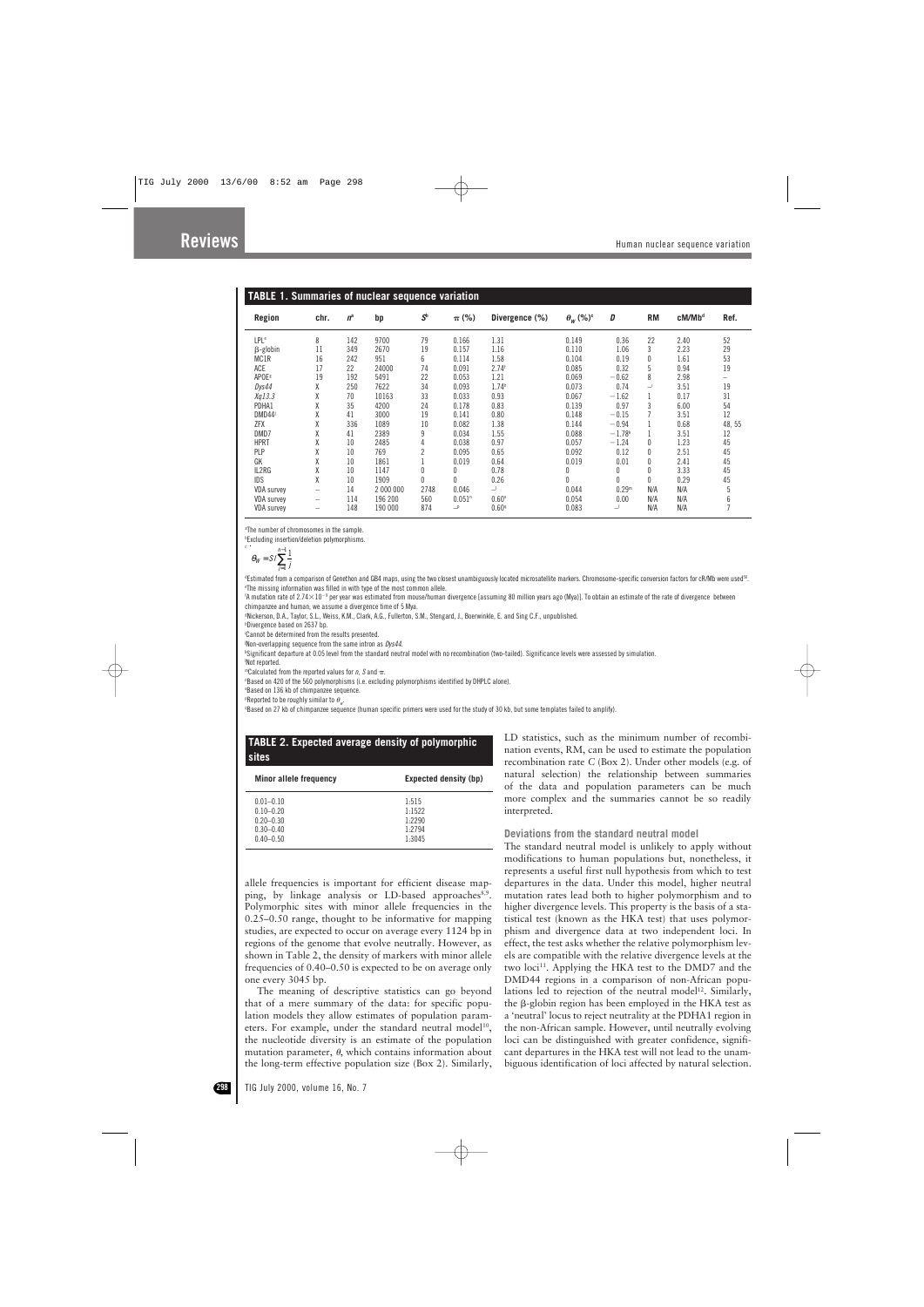**TABLE 1. Summaries of nuclear sequence variation**

| Region | chr. | $n$[a] | bp | $S$[b] | $\pi$ (%) | Divergence (%) | $\theta_W$ (%)[c] | $D$ | RM | cM/Mb[d] | Ref. |
|---|---|---|---|---|---|---|---|---|---|---|---|
| LPL[e] | 8 | 142 | 9700 | 79 | 0.166 | 1.31 | 0.149 | 0.36 | 22 | 2.40 | 52 |
| β-globin | 11 | 349 | 2670 | 19 | 0.157 | 1.16 | 0.110 | 1.06 | 3 | 2.23 | 29 |
| MC1R | 16 | 242 | 951 | 6 | 0.114 | 1.58 | 0.104 | 0.19 | 0 | 1.61 | 53 |
| ACE | 17 | 22 | 24000 | 74 | 0.091 | 2.74[f] | 0.085 | 0.32 | 5 | 0.94 | 19 |
| APOE[g] | 19 | 192 | 5491 | 22 | 0.053 | 1.21 | 0.069 | −0.62 | 8 | 2.98 | – |
| *Dys44* | X | 250 | 7622 | 34 | 0.093 | 1.74[h] | 0.073 | 0.74 | –[i] | 3.51 | 19 |
| *Xq13.3* | X | 70 | 10163 | 33 | 0.033 | 0.93 | 0.067 | −1.62 | 1 | 0.17 | 31 |
| PDHA1 | X | 35 | 4200 | 24 | 0.178 | 0.83 | 0.139 | 0.97 | 3 | 6.00 | 54 |
| DMD44[j] | X | 41 | 3000 | 19 | 0.141 | 0.80 | 0.148 | −0.15 | 7 | 3.51 | 12 |
| ZFX | X | 336 | 1089 | 10 | 0.082 | 1.38 | 0.144 | −0.94 | 1 | 0.68 | 48, 55 |
| DMD7 | X | 41 | 2389 | 9 | 0.034 | 1.55 | 0.088 | −1.78[k] | 1 | 3.51 | 12 |
| HPRT | X | 10 | 2485 | 4 | 0.038 | 0.97 | 0.057 | −1.24 | 0 | 1.23 | 45 |
| PLP | X | 10 | 769 | 2 | 0.095 | 0.65 | 0.092 | 0.12 | 0 | 2.51 | 45 |
| GK | X | 10 | 1861 | 1 | 0.019 | 0.64 | 0.019 | 0.01 | 0 | 2.41 | 45 |
| IL2RG | X | 10 | 1147 | 0 | 0 | 0.78 | 0 | 0 | 0 | 3.33 | 45 |
| IDS | X | 10 | 1909 | 0 | 0 | 0.26 | 0 | 0 | 0 | 0.29 | 45 |
| VDA survey | – | 14 | 2 000 000 | 2748 | 0.046 | –[l] | 0.044 | 0.29[m] | N/A | N/A | 5 |
| VDA survey | – | 114 | 196 200 | 560 | 0.051[n] | 0.60[o] | 0.054 | 0.00 | N/A | N/A | 6 |
| VDA survey | – | 148 | 190 000 | 874 | –[p] | 0.60[q] | 0.083 | –[l] | N/A | N/A | 7 |

[a]The number of chromosomes in the sample.
[b]Excluding insertion/deletion polymorphisms.
[c]$\theta_W = S / \sum_{i=1}^{n-1} \frac{1}{i}$
[d]Estimated from a comparison of Genethon and GB4 maps, using the two closest unambiguously located microsatellite markers. Chromosome-specific conversion factors for cR/Mb were used[56].
[e]The missing information was filled in with type of the most common allele.
[f]A mutation rate of $2.74 \times 10^{-9}$ per year was estimated from mouse/human divergence [assuming 80 million years ago (Mya)]. To obtain an estimate of the rate of divergence between chimpanzee and human, we assume a divergence time of 5 Mya.
[g]Nickerson, D.A., Taylor, S.L., Weiss, K.M., Clark, A.G., Fullerton, S.M., Stengard, J., Boerwinkle, E. and Sing C.F., unpublished.
[h]Divergence based on 2637 bp.
[i]Cannot be determined from the results presented.
[j]Non-overlapping sequence from the same intron as *Dys44*.
[k]Significant departure at 0.05 level from the standard neutral model with no recombination (two-tailed). Significance levels were assessed by simulation.
[l]Not reported.
[m]Calculated from the reported values for $n$, $S$ and $\pi$.
[n]Based on 420 of the 560 polymorphisms (i.e. excluding polymorphisms identified by DHPLC alone).
[o]Based on 136 kb of chimpanzee sequence.
[p]Reported to be roughly similar to $\theta_W$.
[q]Based on 27 kb of chimpanzee sequence (human specific primers were used for the study of 30 kb, but some templates failed to amplify).

**TABLE 2. Expected average density of polymorphic sites**

| Minor allele frequency | Expected density (bp) |
|---|---|
| 0.01–0.10 | 1:515 |
| 0.10–0.20 | 1:1522 |
| 0.20–0.30 | 1:2290 |
| 0.30–0.40 | 1:2794 |
| 0.40–0.50 | 1:3045 |

allele frequencies is important for efficient disease mapping, by linkage analysis or LD-based approaches[8,9]. Polymorphic sites with minor allele frequencies in the 0.25–0.50 range, thought to be informative for mapping studies, are expected to occur on average every 1124 bp in regions of the genome that evolve neutrally. However, as shown in Table 2, the density of markers with minor allele frequencies of 0.40–0.50 is expected to be on average only one every 3045 bp.

The meaning of descriptive statistics can go beyond that of a mere summary of the data: for specific population models they allow estimates of population parameters. For example, under the standard neutral model[10], the nucleotide diversity is an estimate of the population mutation parameter, $\theta$, which contains information about the long-term effective population size (Box 2). Similarly, LD statistics, such as the minimum number of recombination events, RM, can be used to estimate the population recombination rate C (Box 2). Under other models (e.g. of natural selection) the relationship between summaries of the data and population parameters can be much more complex and the summaries cannot be so readily interpreted.

### Deviations from the standard neutral model

The standard neutral model is unlikely to apply without modifications to human populations but, nonetheless, it represents a useful first null hypothesis from which to test departures in the data. Under this model, higher neutral mutation rates lead both to higher polymorphism and to higher divergence levels. This property is the basis of a statistical test (known as the HKA test) that uses polymorphism and divergence data at two independent loci. In effect, the test asks whether the relative polymorphism levels are compatible with the relative divergence levels at the two loci[11]. Applying the HKA test to the DMD7 and the DMD44 regions in a comparison of non-African populations led to rejection of the neutral model[12]. Similarly, the β-globin region has been employed in the HKA test as a 'neutral' locus to reject neutrality at the PDHA1 region in the non-African sample. However, until neutrally evolving loci can be distinguished with greater confidence, significant departures in the HKA test will not lead to the unambiguous identification of loci affected by natural selection.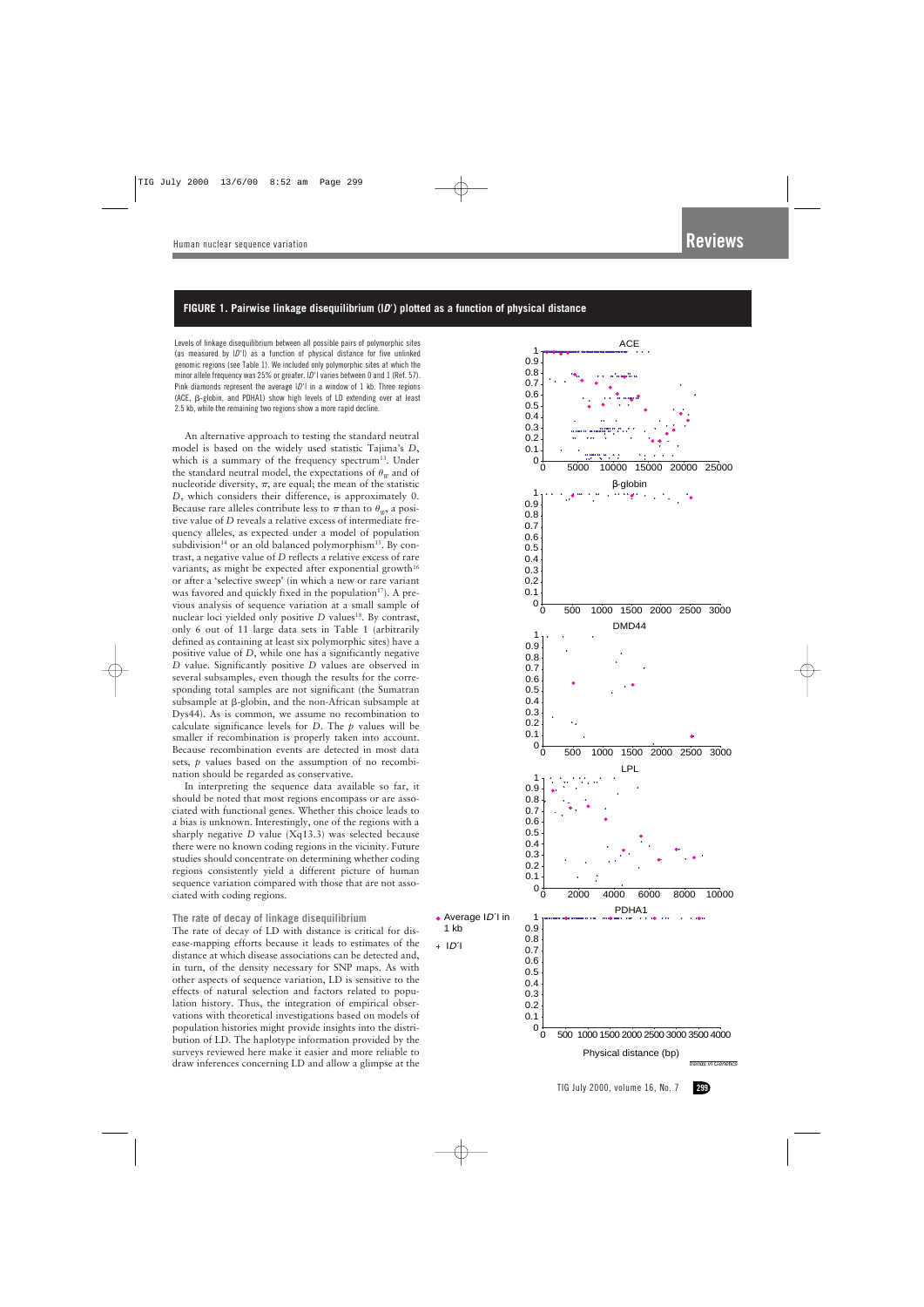**FIGURE 1. Pairwise linkage disequilibrium (|*D*′|) plotted as a function of physical distance**

Levels of linkage disequilibrium between all possible pairs of polymorphic sites (as measured by |*D*′|) as a function of physical distance for five unlinked genomic regions (see Table 1). We included only polymorphic sites at which the minor allele frequency was 25% or greater. |*D*′| varies between 0 and 1 (Ref. 57). Pink diamonds represent the average |*D*′| in a window of 1 kb. Three regions (ACE, β-globin, and PDHA1) show high levels of LD extending over at least 2.5 kb, while the remaining two regions show a more rapid decline.

An alternative approach to testing the standard neutral model is based on the widely used statistic Tajima's *D*, which is a summary of the frequency spectrum[13]. Under the standard neutral model, the expectations of $\theta_W$ and of nucleotide diversity, $\pi$, are equal; the mean of the statistic *D*, which considers their difference, is approximately 0. Because rare alleles contribute less to $\pi$ than to $\theta_W$, a positive value of *D* reveals a relative excess of intermediate frequency alleles, as expected under a model of population subdivision[14] or an old balanced polymorphism[15]. By contrast, a negative value of *D* reflects a relative excess of rare variants, as might be expected after exponential growth[16] or after a 'selective sweep' (in which a new or rare variant was favored and quickly fixed in the population[17]). A previous analysis of sequence variation at a small sample of nuclear loci yielded only positive *D* values[18]. By contrast, only 6 out of 11 large data sets in Table 1 (arbitrarily defined as containing at least six polymorphic sites) have a positive value of *D*, while one has a significantly negative *D* value. Significantly positive *D* values are observed in several subsamples, even though the results for the corresponding total samples are not significant (the Sumatran subsample at β-globin, and the non-African subsample at Dys44). As is common, we assume no recombination to calculate significance levels for *D*. The *p* values will be smaller if recombination is properly taken into account. Because recombination events are detected in most data sets, *p* values based on the assumption of no recombination should be regarded as conservative.

In interpreting the sequence data available so far, it should be noted that most regions encompass or are associated with functional genes. Whether this choice leads to a bias is unknown. Interestingly, one of the regions with a sharply negative *D* value (Xq13.3) was selected because there were no known coding regions in the vicinity. Future studies should concentrate on determining whether coding regions consistently yield a different picture of human sequence variation compared with those that are not associated with coding regions.

### The rate of decay of linkage disequilibrium

The rate of decay of LD with distance is critical for disease-mapping efforts because it leads to estimates of the distance at which disease associations can be detected and, in turn, of the density necessary for SNP maps. As with other aspects of sequence variation, LD is sensitive to the effects of natural selection and factors related to population history. Thus, the integration of empirical observations with theoretical investigations based on models of population histories might provide insights into the distribution of LD. The haplotype information provided by the surveys reviewed here make it easier and more reliable to draw inferences concerning LD and allow a glimpse at the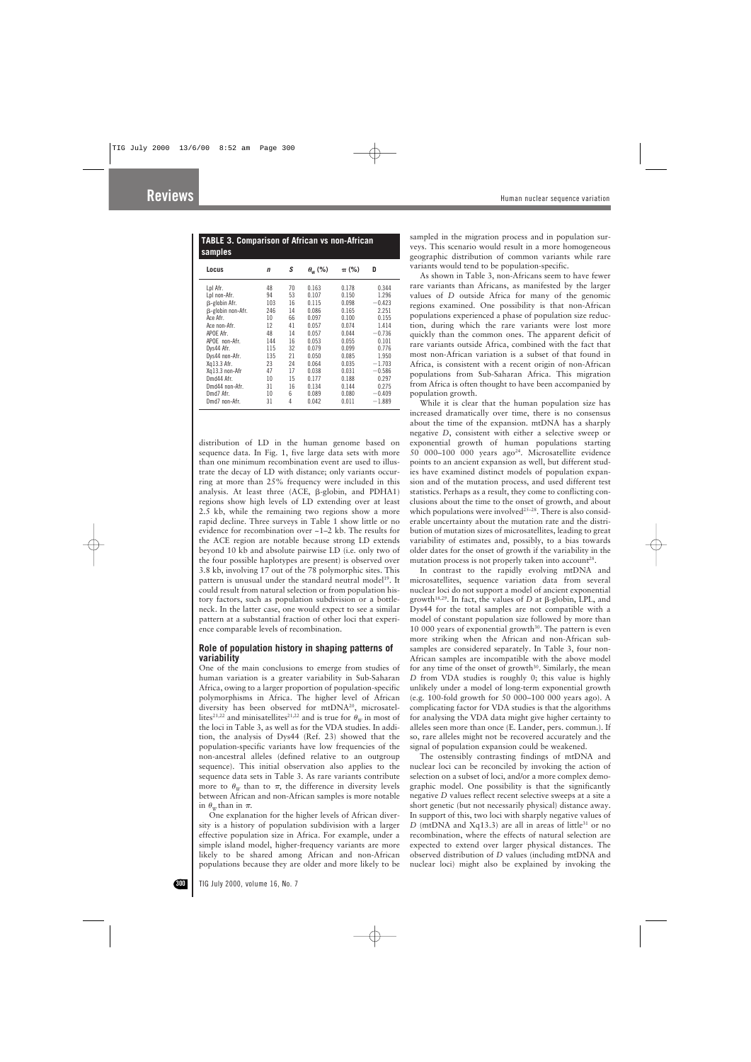**TABLE 3. Comparison of African vs non-African samples**

| Locus | *n* | *S* | $\theta_W$ (%) | $\pi$ (%) | D |
|---|---|---|---|---|---|
| Lpl Afr. | 48 | 70 | 0.163 | 0.178 | 0.344 |
| Lpl non-Afr. | 94 | 53 | 0.107 | 0.150 | 1.296 |
| β-globin Afr. | 103 | 16 | 0.115 | 0.098 | −0.423 |
| β-globin non-Afr. | 246 | 14 | 0.086 | 0.165 | 2.251 |
| Ace Afr. | 10 | 66 | 0.097 | 0.100 | 0.155 |
| Ace non-Afr. | 12 | 41 | 0.057 | 0.074 | 1.414 |
| APOE Afr. | 48 | 14 | 0.057 | 0.044 | −0.736 |
| APOE non-Afr. | 144 | 16 | 0.053 | 0.055 | 0.101 |
| Dys44 Afr. | 115 | 32 | 0.079 | 0.099 | 0.776 |
| Dys44 non-Afr. | 135 | 21 | 0.050 | 0.085 | 1.950 |
| Xq13.3 Afr. | 23 | 24 | 0.064 | 0.035 | −1.703 |
| Xq13.3 non-Afr | 47 | 17 | 0.038 | 0.031 | −0.586 |
| Dmd44 Afr. | 10 | 15 | 0.177 | 0.188 | 0.297 |
| Dmd44 non-Afr. | 31 | 16 | 0.134 | 0.144 | 0.275 |
| Dmd7 Afr. | 10 | 6 | 0.089 | 0.080 | −0.409 |
| Dmd7 non-Afr. | 31 | 4 | 0.042 | 0.011 | −1.889 |

distribution of LD in the human genome based on sequence data. In Fig. 1, five large data sets with more than one minimum recombination event are used to illustrate the decay of LD with distance; only variants occurring at more than 25% frequency were included in this analysis. At least three (ACE, β-globin, and PDHA1) regions show high levels of LD extending over at least 2.5 kb, while the remaining two regions show a more rapid decline. Three surveys in Table 1 show little or no evidence for recombination over ~1–2 kb. The results for the ACE region are notable because strong LD extends beyond 10 kb and absolute pairwise LD (i.e. only two of the four possible haplotypes are present) is observed over 3.8 kb, involving 17 out of the 78 polymorphic sites. This pattern is unusual under the standard neutral model[19]. It could result from natural selection or from population history factors, such as population subdivision or a bottleneck. In the latter case, one would expect to see a similar pattern at a substantial fraction of other loci that experience comparable levels of recombination.

## Role of population history in shaping patterns of variability

One of the main conclusions to emerge from studies of human variation is a greater variability in Sub-Saharan Africa, owing to a larger proportion of population-specific polymorphisms in Africa. The higher level of African diversity has been observed for mtDNA[20], microsatellites[21,22] and minisatellites[21,22] and is true for $\theta_W$ in most of the loci in Table 3, as well as for the VDA studies. In addition, the analysis of Dys44 (Ref. 23) showed that the population-specific variants have low frequencies of the non-ancestral alleles (defined relative to an outgroup sequence). This initial observation also applies to the sequence data sets in Table 3. As rare variants contribute more to $\theta_W$ than to $\pi$, the difference in diversity levels between African and non-African samples is more notable in $\theta_W$ than in $\pi$.

One explanation for the higher levels of African diversity is a history of population subdivision with a larger effective population size in Africa. For example, under a simple island model, higher-frequency variants are more likely to be shared among African and non-African populations because they are older and more likely to be sampled in the migration process and in population surveys. This scenario would result in a more homogeneous geographic distribution of common variants while rare variants would tend to be population-specific.

As shown in Table 3, non-Africans seem to have fewer rare variants than Africans, as manifested by the larger values of *D* outside Africa for many of the genomic regions examined. One possibility is that non-African populations experienced a phase of population size reduction, during which the rare variants were lost more quickly than the common ones. The apparent deficit of rare variants outside Africa, combined with the fact that most non-African variation is a subset of that found in Africa, is consistent with a recent origin of non-African populations from Sub-Saharan Africa. This migration from Africa is often thought to have been accompanied by population growth.

While it is clear that the human population size has increased dramatically over time, there is no consensus about the time of the expansion. mtDNA has a sharply negative *D*, consistent with either a selective sweep or exponential growth of human populations starting 50 000–100 000 years ago[24]. Microsatellite evidence points to an ancient expansion as well, but different studies have examined distinct models of population expansion and of the mutation process, and used different test statistics. Perhaps as a result, they come to conflicting conclusions about the time to the onset of growth, and about which populations were involved[25–28]. There is also considerable uncertainty about the mutation rate and the distribution of mutation sizes of microsatellites, leading to great variability of estimates and, possibly, to a bias towards older dates for the onset of growth if the variability in the mutation process is not properly taken into account[28].

In contrast to the rapidly evolving mtDNA and microsatellites, sequence variation data from several nuclear loci do not support a model of ancient exponential growth[18,29]. In fact, the values of *D* at β-globin, LPL, and Dys44 for the total samples are not compatible with a model of constant population size followed by more than 10 000 years of exponential growth[30]. The pattern is even more striking when the African and non-African subsamples are considered separately. In Table 3, four non-African samples are incompatible with the above model for any time of the onset of growth[30]. Similarly, the mean *D* from VDA studies is roughly 0; this value is highly unlikely under a model of long-term exponential growth (e.g. 100-fold growth for 50 000–100 000 years ago). A complicating factor for VDA studies is that the algorithms for analysing the VDA data might give higher certainty to alleles seen more than once (E. Lander, pers. commun.). If so, rare alleles might not be recovered accurately and the signal of population expansion could be weakened.

The ostensibly contrasting findings of mtDNA and nuclear loci can be reconciled by invoking the action of selection on a subset of loci, and/or a more complex demographic model. One possibility is that the significantly negative *D* values reflect recent selective sweeps at a site a short genetic (but not necessarily physical) distance away. In support of this, two loci with sharply negative values of *D* (mtDNA and Xq13.3) are all in areas of little[31] or no recombination, where the effects of natural selection are expected to extend over larger physical distances. The observed distribution of *D* values (including mtDNA and nuclear loci) might also be explained by invoking the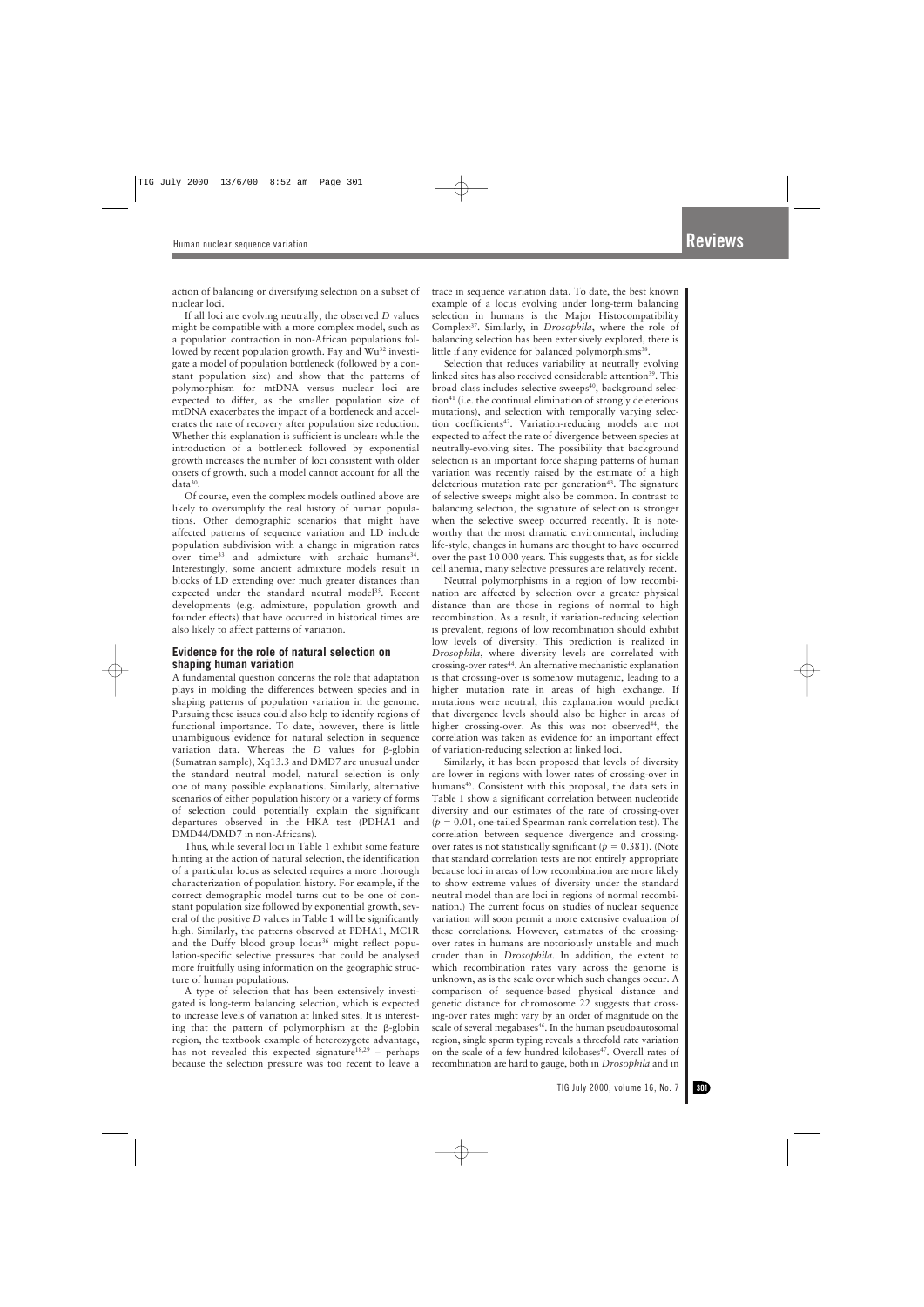action of balancing or diversifying selection on a subset of nuclear loci.

If all loci are evolving neutrally, the observed *D* values might be compatible with a more complex model, such as a population contraction in non-African populations followed by recent population growth. Fay and Wu[32] investigate a model of population bottleneck (followed by a constant population size) and show that the patterns of polymorphism for mtDNA versus nuclear loci are expected to differ, as the smaller population size of mtDNA exacerbates the impact of a bottleneck and accelerates the rate of recovery after population size reduction. Whether this explanation is sufficient is unclear: while the introduction of a bottleneck followed by exponential growth increases the number of loci consistent with older onsets of growth, such a model cannot account for all the data[30].

Of course, even the complex models outlined above are likely to oversimplify the real history of human populations. Other demographic scenarios that might have affected patterns of sequence variation and LD include population subdivision with a change in migration rates over time[33] and admixture with archaic humans[34]. Interestingly, some ancient admixture models result in blocks of LD extending over much greater distances than expected under the standard neutral model[35]. Recent developments (e.g. admixture, population growth and founder effects) that have occurred in historical times are also likely to affect patterns of variation.

### Evidence for the role of natural selection on shaping human variation

A fundamental question concerns the role that adaptation plays in molding the differences between species and in shaping patterns of population variation in the genome. Pursuing these issues could also help to identify regions of functional importance. To date, however, there is little unambiguous evidence for natural selection in sequence variation data. Whereas the *D* values for β-globin (Sumatran sample), Xq13.3 and DMD7 are unusual under the standard neutral model, natural selection is only one of many possible explanations. Similarly, alternative scenarios of either population history or a variety of forms of selection could potentially explain the significant departures observed in the HKA test (PDHA1 and DMD44/DMD7 in non-Africans).

Thus, while several loci in Table 1 exhibit some feature hinting at the action of natural selection, the identification of a particular locus as selected requires a more thorough characterization of population history. For example, if the correct demographic model turns out to be one of constant population size followed by exponential growth, several of the positive *D* values in Table 1 will be significantly high. Similarly, the patterns observed at PDHA1, MC1R and the Duffy blood group locus[36] might reflect population-specific selective pressures that could be analysed more fruitfully using information on the geographic structure of human populations.

A type of selection that has been extensively investigated is long-term balancing selection, which is expected to increase levels of variation at linked sites. It is interesting that the pattern of polymorphism at the β-globin region, the textbook example of heterozygote advantage, has not revealed this expected signature[18,29] – perhaps because the selection pressure was too recent to leave a trace in sequence variation data. To date, the best known example of a locus evolving under long-term balancing selection in humans is the Major Histocompatibility Complex[37]. Similarly, in *Drosophila*, where the role of balancing selection has been extensively explored, there is little if any evidence for balanced polymorphisms[38].

Selection that reduces variability at neutrally evolving linked sites has also received considerable attention[39]. This broad class includes selective sweeps[40], background selection[41] (i.e. the continual elimination of strongly deleterious mutations), and selection with temporally varying selection coefficients[42]. Variation-reducing models are not expected to affect the rate of divergence between species at neutrally-evolving sites. The possibility that background selection is an important force shaping patterns of human variation was recently raised by the estimate of a high deleterious mutation rate per generation[43]. The signature of selective sweeps might also be common. In contrast to balancing selection, the signature of selection is stronger when the selective sweep occurred recently. It is noteworthy that the most dramatic environmental, including life-style, changes in humans are thought to have occurred over the past 10 000 years. This suggests that, as for sickle cell anemia, many selective pressures are relatively recent.

Neutral polymorphisms in a region of low recombination are affected by selection over a greater physical distance than are those in regions of normal to high recombination. As a result, if variation-reducing selection is prevalent, regions of low recombination should exhibit low levels of diversity. This prediction is realized in *Drosophila*, where diversity levels are correlated with crossing-over rates[44]. An alternative mechanistic explanation is that crossing-over is somehow mutagenic, leading to a higher mutation rate in areas of high exchange. If mutations were neutral, this explanation would predict that divergence levels should also be higher in areas of higher crossing-over. As this was not observed[44], the correlation was taken as evidence for an important effect of variation-reducing selection at linked loci.

Similarly, it has been proposed that levels of diversity are lower in regions with lower rates of crossing-over in humans[45]. Consistent with this proposal, the data sets in Table 1 show a significant correlation between nucleotide diversity and our estimates of the rate of crossing-over ($p = 0.01$, one-tailed Spearman rank correlation test). The correlation between sequence divergence and crossing-over rates is not statistically significant ($p = 0.381$). (Note that standard correlation tests are not entirely appropriate because loci in areas of low recombination are more likely to show extreme values of diversity under the standard neutral model than are loci in regions of normal recombination.) The current focus on studies of nuclear sequence variation will soon permit a more extensive evaluation of these correlations. However, estimates of the crossing-over rates in humans are notoriously unstable and much cruder than in *Drosophila*. In addition, the extent to which recombination rates vary across the genome is unknown, as is the scale over which such changes occur. A comparison of sequence-based physical distance and genetic distance for chromosome 22 suggests that crossing-over rates might vary by an order of magnitude on the scale of several megabases[46]. In the human pseudoautosomal region, single sperm typing reveals a threefold rate variation on the scale of a few hundred kilobases[47]. Overall rates of recombination are hard to gauge, both in *Drosophila* and in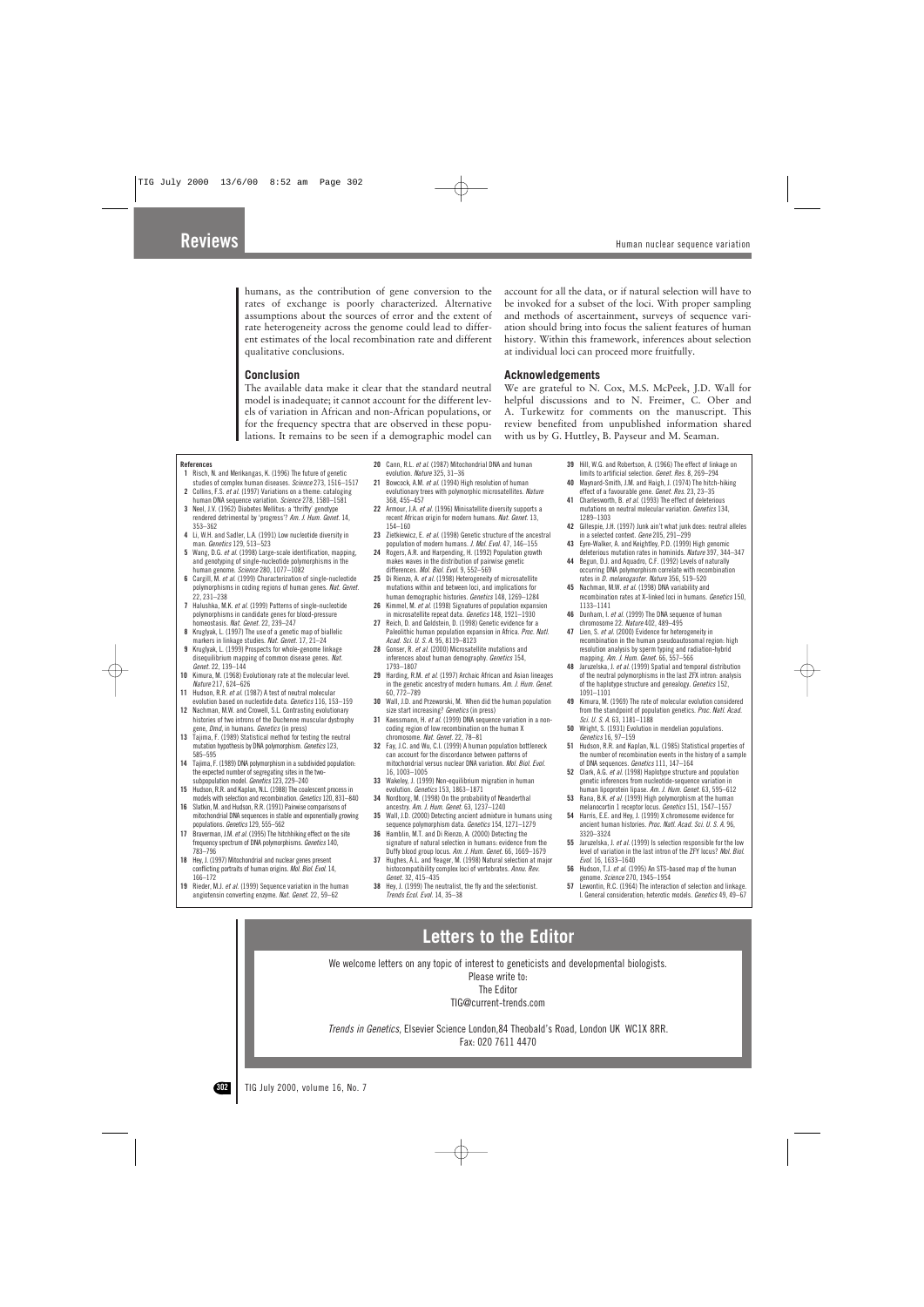humans, as the contribution of gene conversion to the rates of exchange is poorly characterized. Alternative assumptions about the sources of error and the extent of rate heterogeneity across the genome could lead to different estimates of the local recombination rate and different qualitative conclusions.

## Conclusion

The available data make it clear that the standard neutral model is inadequate; it cannot account for the different levels of variation in African and non-African populations, or for the frequency spectra that are observed in these populations. It remains to be seen if a demographic model can account for all the data, or if natural selection will have to be invoked for a subset of the loci. With proper sampling and methods of ascertainment, surveys of sequence variation should bring into focus the salient features of human history. Within this framework, inferences about selection at individual loci can proceed more fruitfully.

## Acknowledgements

We are grateful to N. Cox, M.S. McPeek, J.D. Wall for helpful discussions and to N. Freimer, C. Ober and A. Turkewitz for comments on the manuscript. This review benefited from unpublished information shared with us by G. Huttley, B. Payseur and M. Seaman.

### References

1. Risch, N. and Merikangas, K. (1996) The future of genetic studies of complex human diseases. *Science* 273, 1516–1517
2. Collins, F.S. *et al.* (1997) Variations on a theme: cataloging human DNA sequence variation. *Science* 278, 1580–1581
3. Neel, J.V. (1962) Diabetes Mellitus: a 'thrifty' genotype rendered detrimental by 'progress'? *Am. J. Hum. Genet.* 14, 353–362
4. Li, W.H. and Sadler, L.A. (1991) Low nucleotide diversity in man. *Genetics* 129, 513–523
5. Wang, D.G. *et al.* (1998) Large-scale identification, mapping, and genotyping of single-nucleotide polymorphisms in the human genome. *Science* 280, 1077–1082
6. Cargill, M. *et al.* (1999) Characterization of single-nucleotide polymorphisms in coding regions of human genes. *Nat. Genet.* 22, 231–238
7. Halushka, M.K. *et al.* (1999) Patterns of single-nucleotide polymorphisms in candidate genes for blood-pressure homeostasis. *Nat. Genet.* 22, 239–247
8. Kruglyak, L. (1997) The use of a genetic map of biallelic markers in linkage studies. *Nat. Genet.* 17, 21–24
9. Kruglyak, L. (1999) Prospects for whole-genome linkage disequilibrium mapping of common disease genes. *Nat. Genet.* 22, 139–144
10. Kimura, M. (1968) Evolutionary rate at the molecular level. *Nature* 217, 624–626
11. Hudson, R.R. *et al.* (1987) A test of neutral molecular evolution based on nucleotide data. *Genetics* 116, 153–159
12. Nachman, M.W. and Crowell, S.L. Contrasting evolutionary histories of two introns of the Duchenne muscular dystrophy gene, *Dmd*, in humans. *Genetics* (in press)
13. Tajima, F. (1989) Statistical method for testing the neutral mutation hypothesis by DNA polymorphism. *Genetics* 123, 585–595
14. Tajima, F. (1989) DNA polymorphism in a subdivided population: the expected number of segregating sites in the two-subpopulation model. *Genetics* 123, 229–240
15. Hudson, R.R. and Kaplan, N.L. (1988) The coalescent process in models with selection and recombination. *Genetics* 120, 831–840
16. Slatkin, M. and Hudson, R.R. (1991) Pairwise comparisons of mitochondrial DNA sequences in stable and exponentially growing populations. *Genetics* 129, 555–562
17. Braverman, J.M. *et al.* (1995) The hitchhiking effect on the site frequency spectrum of DNA polymorphisms. *Genetics* 140, 783–796
18. Hey, J. (1997) Mitochondrial and nuclear genes present conflicting portraits of human origins. *Mol. Biol. Evol.* 14, 166–172
19. Rieder, M.J. *et al.* (1999) Sequence variation in the human angiotensin converting enzyme. *Nat. Genet.* 22, 59–62
20. Cann, R.L. *et al.* (1987) Mitochondrial DNA and human evolution. *Nature* 325, 31–36
21. Bowcock, A.M. *et al.* (1994) High resolution of human evolutionary trees with polymorphic microsatellites. *Nature* 368, 455–457
22. Armour, J.A. *et al.* (1996) Minisatellite diversity supports a recent African origin for modern humans. *Nat. Genet.* 13, 154–160
23. Zietkiewicz, E. *et al.* (1998) Genetic structure of the ancestral population of modern humans. *J. Mol. Evol.* 47, 146–155
24. Rogers, A.R. and Harpending, H. (1992) Population growth makes waves in the distribution of pairwise genetic differences. *Mol. Biol. Evol.* 9, 552–569
25. Di Rienzo, A. *et al.* (1998) Heterogeneity of microsatellite mutations within and between loci, and implications for human demographic histories. *Genetics* 148, 1269–1284
26. Kimmel, M. *et al.* (1998) Signatures of population expansion in microsatellite repeat data. *Genetics* 148, 1921–1930
27. Reich, D. and Goldstein, D. (1998) Genetic evidence for a Paleolithic human population expansion in Africa. *Proc. Natl. Acad. Sci. U. S. A.* 95, 8119–8123
28. Gonser, R. *et al.* (2000) Microsatellite mutations and inferences about human demography. *Genetics* 154, 1793–1807
29. Harding, R.M. *et al.* (1997) Archaic African and Asian lineages in the genetic ancestry of modern humans. *Am. J. Hum. Genet.* 60, 772–789
30. Wall, J.D. and Przeworski, M. When did the human population size start increasing? *Genetics* (in press)
31. Kaessmann, H. *et al.* (1999) DNA sequence variation in a non-coding region of low recombination on the human X chromosome. *Nat. Genet.* 22, 78–81
32. Fay, J.C. and Wu, C.I. (1999) A human population bottleneck can account for the discordance between patterns of mitochondrial versus nuclear DNA variation. *Mol. Biol. Evol.* 16, 1003–1005
33. Wakeley, J. (1999) Non-equilibrium migration in human evolution. *Genetics* 153, 1863–1871
34. Nordborg, M. (1998) On the probability of Neanderthal ancestry. *Am. J. Hum. Genet.* 63, 1237–1240
35. Wall, J.D. (2000) Detecting ancient admixture in humans using sequence polymorphism data. *Genetics* 154, 1271–1279
36. Hamblin, M.T. and Di Rienzo, A. (2000) Detecting the signature of natural selection in humans: evidence from the Duffy blood group locus. *Am. J. Hum. Genet.* 66, 1669–1679
37. Hughes, A.L. and Yeager, M. (1998) Natural selection at major histocompatibility complex loci of vertebrates. *Annu. Rev. Genet.* 32, 415–435
38. Hey, J. (1999) The neutralist, the fly and the selectionist. *Trends Ecol. Evol.* 14, 35–38
39. Hill, W.G. and Robertson, A. (1966) The effect of linkage on limits to artificial selection. *Genet. Res.* 8, 269–294
40. Maynard-Smith, J.M. and Haigh, J. (1974) The hitch-hiking effect of a favourable gene. *Genet. Res.* 23, 23–35
41. Charlesworth, B. *et al.* (1993) The effect of deleterious mutations on neutral molecular variation. *Genetics* 134, 1289–1303
42. Gillespie, J.H. (1997) Junk ain't what junk does: neutral alleles in a selected context. *Gene* 205, 291–299
43. Eyre-Walker, A. and Keightley, P.D. (1999) High genomic deleterious mutation rates in hominids. *Nature* 397, 344–347
44. Begun, D.J. and Aquadro, C.F. (1992) Levels of naturally occurring DNA polymorphism correlate with recombination rates in *D. melanogaster*. *Nature* 356, 519–520
45. Nachman, M.W. *et al.* (1998) DNA variability and recombination rates at X-linked loci in humans. *Genetics* 150, 1133–1141
46. Dunham, I. *et al.* (1999) The DNA sequence of human chromosome 22. *Nature* 402, 489–495
47. Lien, S. *et al.* (2000) Evidence for heterogeneity in recombination in the human pseudoautosomal region: high resolution analysis by sperm typing and radiation-hybrid mapping. *Am. J. Hum. Genet.* 66, 557–566
48. Jaruzelska, J. *et al.* (1999) Spatial and temporal distribution of the neutral polymorphisms in the last ZFX intron: analysis of the haplotype structure and genealogy. *Genetics* 152, 1091–1101
49. Kimura, M. (1969) The rate of molecular evolution considered from the standpoint of population genetics. *Proc. Natl. Acad. Sci. U. S. A.* 63, 1181–1188
50. Wright, S. (1931) Evolution in mendelian populations. *Genetics* 16, 97–159
51. Hudson, R.R. and Kaplan, N.L. (1985) Statistical properties of the number of recombination events in the history of a sample of DNA sequences. *Genetics* 111, 147–164
52. Clark, A.G. *et al.* (1998) Haplotype structure and population genetic inferences from nucleotide-sequence variation in human lipoprotein lipase. *Am. J. Hum. Genet.* 63, 595–612
53. Rana, B.K. *et al.* (1999) High polymorphism at the human melanocortin 1 receptor locus. *Genetics* 151, 1547–1557
54. Harris, E.E. and Hey, J. (1999) X chromosome evidence for ancient human histories. *Proc. Natl. Acad. Sci. U. S. A.* 96, 3320–3324
55. Jaruzelska, J. *et al.* (1999) Is selection responsible for the low level of variation in the last intron of the ZFY locus? *Mol. Biol. Evol.* 16, 1633–1640
56. Hudson, T.J. *et al.* (1995) An STS-based map of the human genome. *Science* 270, 1945–1954
57. Lewontin, R.C. (1964) The interaction of selection and linkage. I. General consideration; heterotic models. *Genetics* 49, 49–67

## Letters to the Editor

We welcome letters on any topic of interest to geneticists and developmental biologists.

Please write to:

The Editor

TIG@current-trends.com

*Trends in Genetics*, Elsevier Science London,84 Theobald's Road, London UK WC1X 8RR.

Fax: 020 7611 4470